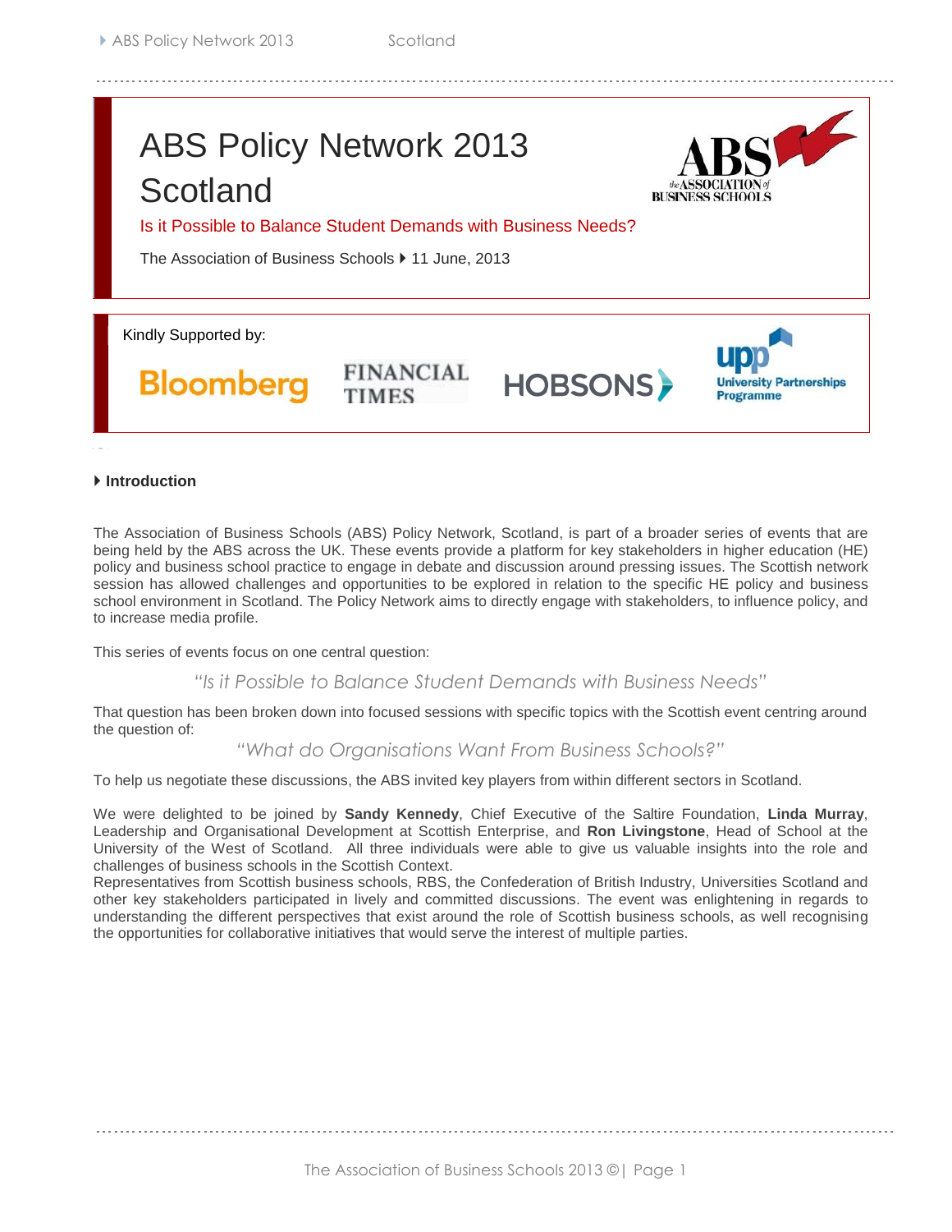# ABS Policy Network 2013 Scotland

## Is it Possible to Balance Student Demands with Business Needs?

The Association of Business Schools ▸ 11 June, 2013

Kindly Supported by:

Bloomberg | FINANCIAL TIMES | HOBSONS | upp University Partnerships Programme

### Introduction

The Association of Business Schools (ABS) Policy Network, Scotland, is part of a broader series of events that are being held by the ABS across the UK. These events provide a platform for key stakeholders in higher education (HE) policy and business school practice to engage in debate and discussion around pressing issues. The Scottish network session has allowed challenges and opportunities to be explored in relation to the specific HE policy and business school environment in Scotland. The Policy Network aims to directly engage with stakeholders, to influence policy, and to increase media profile.

This series of events focus on one central question:

*"Is it Possible to Balance Student Demands with Business Needs"*

That question has been broken down into focused sessions with specific topics with the Scottish event centring around the question of:

*"What do Organisations Want From Business Schools?"*

To help us negotiate these discussions, the ABS invited key players from within different sectors in Scotland.

We were delighted to be joined by **Sandy Kennedy**, Chief Executive of the Saltire Foundation, **Linda Murray**, Leadership and Organisational Development at Scottish Enterprise, and **Ron Livingstone**, Head of School at the University of the West of Scotland. All three individuals were able to give us valuable insights into the role and challenges of business schools in the Scottish Context.

Representatives from Scottish business schools, RBS, the Confederation of British Industry, Universities Scotland and other key stakeholders participated in lively and committed discussions. The event was enlightening in regards to understanding the different perspectives that exist around the role of Scottish business schools, as well recognising the opportunities for collaborative initiatives that would serve the interest of multiple parties.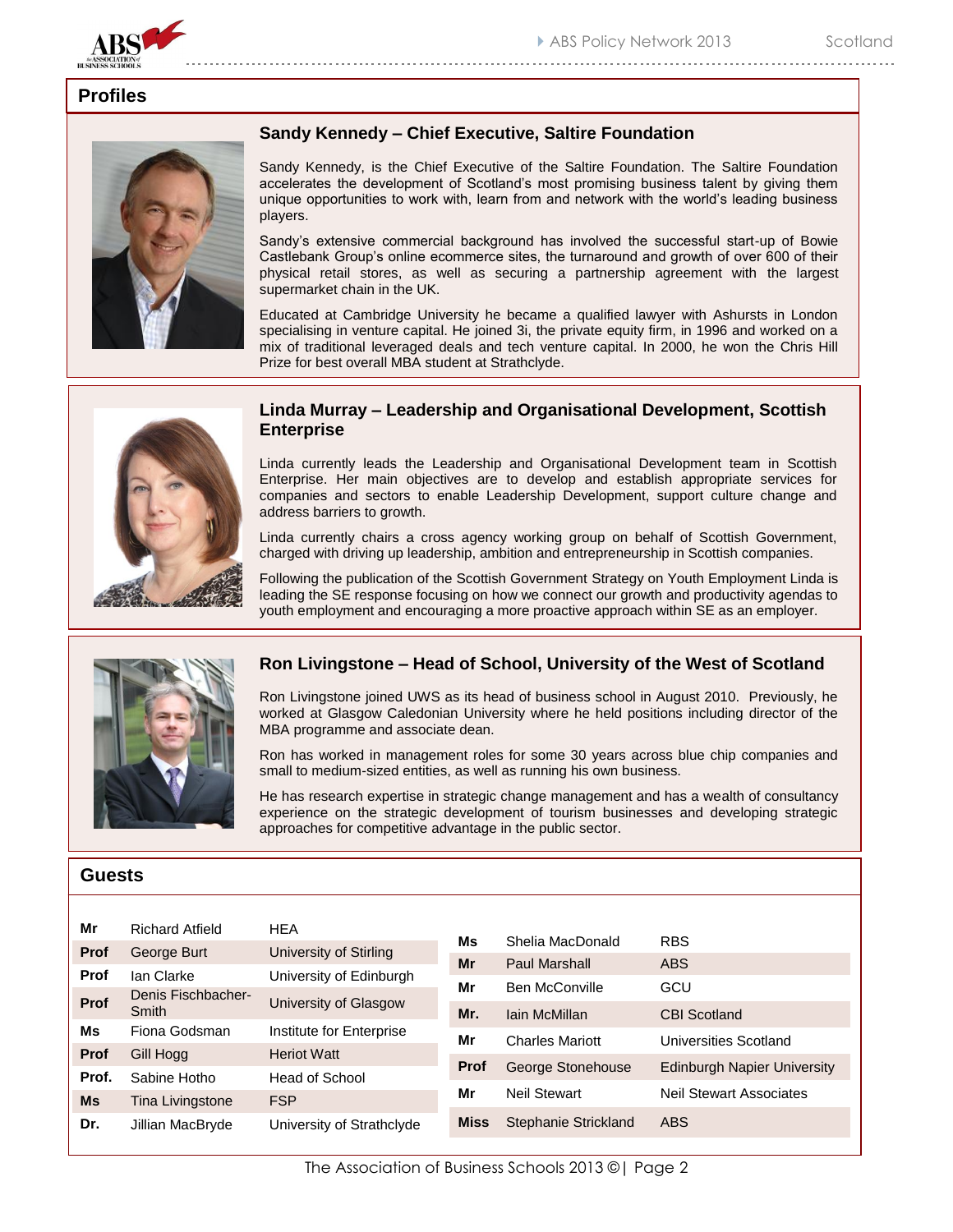## Profiles

### Sandy Kennedy – Chief Executive, Saltire Foundation

Sandy Kennedy, is the Chief Executive of the Saltire Foundation. The Saltire Foundation accelerates the development of Scotland's most promising business talent by giving them unique opportunities to work with, learn from and network with the world's leading business players.

Sandy's extensive commercial background has involved the successful start-up of Bowie Castlebank Group's online ecommerce sites, the turnaround and growth of over 600 of their physical retail stores, as well as securing a partnership agreement with the largest supermarket chain in the UK.

Educated at Cambridge University he became a qualified lawyer with Ashursts in London specialising in venture capital. He joined 3i, the private equity firm, in 1996 and worked on a mix of traditional leveraged deals and tech venture capital. In 2000, he won the Chris Hill Prize for best overall MBA student at Strathclyde.

### Linda Murray – Leadership and Organisational Development, Scottish Enterprise

Linda currently leads the Leadership and Organisational Development team in Scottish Enterprise. Her main objectives are to develop and establish appropriate services for companies and sectors to enable Leadership Development, support culture change and address barriers to growth.

Linda currently chairs a cross agency working group on behalf of Scottish Government, charged with driving up leadership, ambition and entrepreneurship in Scottish companies.

Following the publication of the Scottish Government Strategy on Youth Employment Linda is leading the SE response focusing on how we connect our growth and productivity agendas to youth employment and encouraging a more proactive approach within SE as an employer.

### Ron Livingstone – Head of School, University of the West of Scotland

Ron Livingstone joined UWS as its head of business school in August 2010. Previously, he worked at Glasgow Caledonian University where he held positions including director of the MBA programme and associate dean.

Ron has worked in management roles for some 30 years across blue chip companies and small to medium-sized entities, as well as running his own business.

He has research expertise in strategic change management and has a wealth of consultancy experience on the strategic development of tourism businesses and developing strategic approaches for competitive advantage in the public sector.

## Guests

| | | |
|---|---|---|
| **Mr** | Richard Atfield | HEA |
| **Prof** | George Burt | University of Stirling |
| **Prof** | Ian Clarke | University of Edinburgh |
| **Prof** | Denis Fischbacher-Smith | University of Glasgow |
| **Ms** | Fiona Godsman | Institute for Enterprise |
| **Prof** | Gill Hogg | Heriot Watt |
| **Prof.** | Sabine Hotho | Head of School |
| **Ms** | Tina Livingstone | FSP |
| **Dr.** | Jillian MacBryde | University of Strathclyde |
| **Ms** | Shelia MacDonald | RBS |
| **Mr** | Paul Marshall | ABS |
| **Mr** | Ben McConville | GCU |
| **Mr.** | Iain McMillan | CBI Scotland |
| **Mr** | Charles Mariott | Universities Scotland |
| **Prof** | George Stonehouse | Edinburgh Napier University |
| **Mr** | Neil Stewart | Neil Stewart Associates |
| **Miss** | Stephanie Strickland | ABS |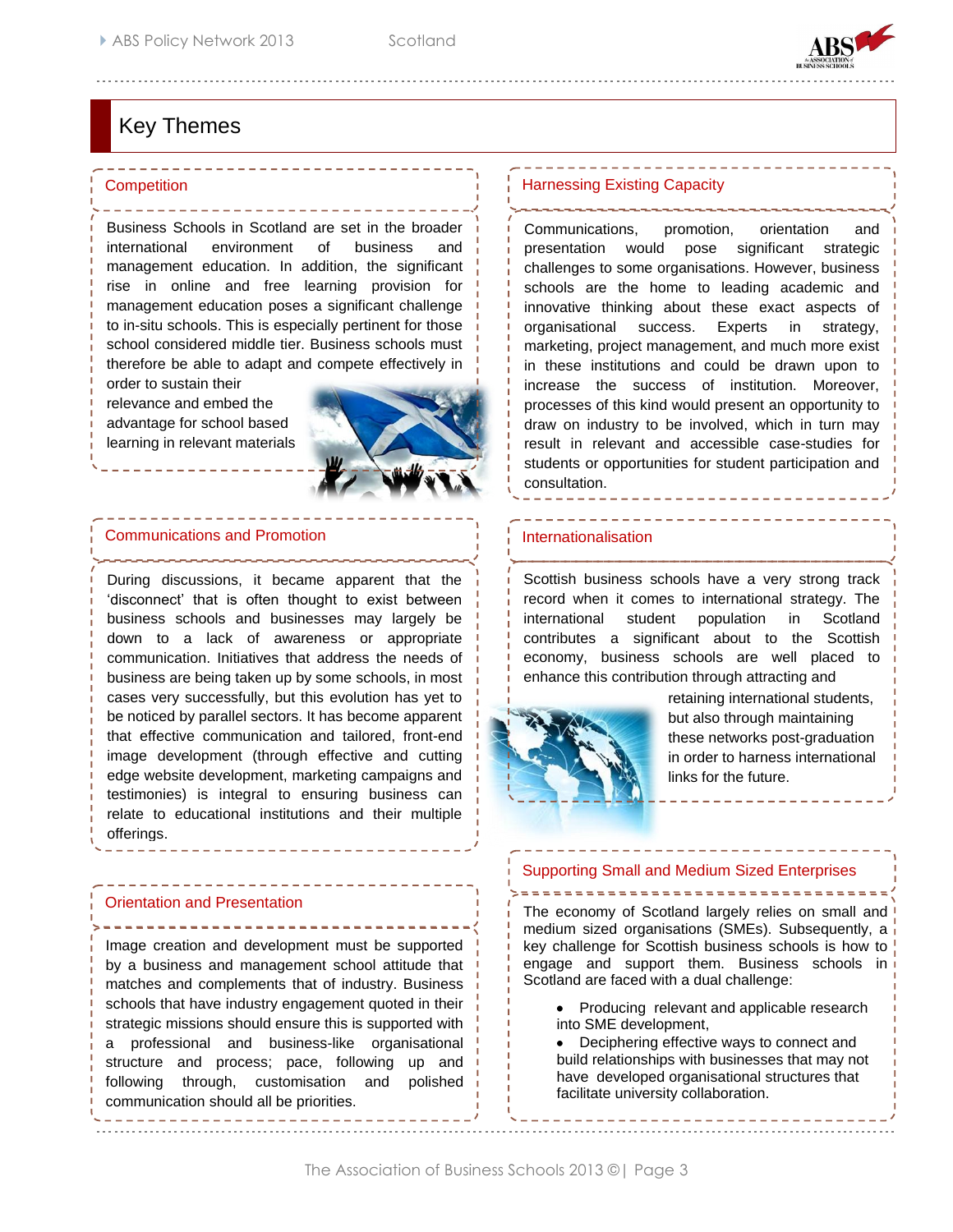# Key Themes

## Competition

Business Schools in Scotland are set in the broader international environment of business and management education. In addition, the significant rise in online and free learning provision for management education poses a significant challenge to in-situ schools. This is especially pertinent for those school considered middle tier. Business schools must therefore be able to adapt and compete effectively in order to sustain their relevance and embed the advantage for school based learning in relevant materials

## Communications and Promotion

During discussions, it became apparent that the 'disconnect' that is often thought to exist between business schools and businesses may largely be down to a lack of awareness or appropriate communication. Initiatives that address the needs of business are being taken up by some schools, in most cases very successfully, but this evolution has yet to be noticed by parallel sectors. It has become apparent that effective communication and tailored, front-end image development (through effective and cutting edge website development, marketing campaigns and testimonies) is integral to ensuring business can relate to educational institutions and their multiple offerings.

## Orientation and Presentation

Image creation and development must be supported by a business and management school attitude that matches and complements that of industry. Business schools that have industry engagement quoted in their strategic missions should ensure this is supported with a professional and business-like organisational structure and process; pace, following up and following through, customisation and polished communication should all be priorities.

## Harnessing Existing Capacity

Communications, promotion, orientation and presentation would pose significant strategic challenges to some organisations. However, business schools are the home to leading academic and innovative thinking about these exact aspects of organisational success. Experts in strategy, marketing, project management, and much more exist in these institutions and could be drawn upon to increase the success of institution. Moreover, processes of this kind would present an opportunity to draw on industry to be involved, which in turn may result in relevant and accessible case-studies for students or opportunities for student participation and consultation.

## Internationalisation

Scottish business schools have a very strong track record when it comes to international strategy. The international student population in Scotland contributes a significant about to the Scottish economy, business schools are well placed to enhance this contribution through attracting and retaining international students, but also through maintaining these networks post-graduation in order to harness international links for the future.

## Supporting Small and Medium Sized Enterprises

The economy of Scotland largely relies on small and medium sized organisations (SMEs). Subsequently, a key challenge for Scottish business schools is how to engage and support them. Business schools in Scotland are faced with a dual challenge:

- Producing relevant and applicable research into SME development,
- Deciphering effective ways to connect and build relationships with businesses that may not have developed organisational structures that facilitate university collaboration.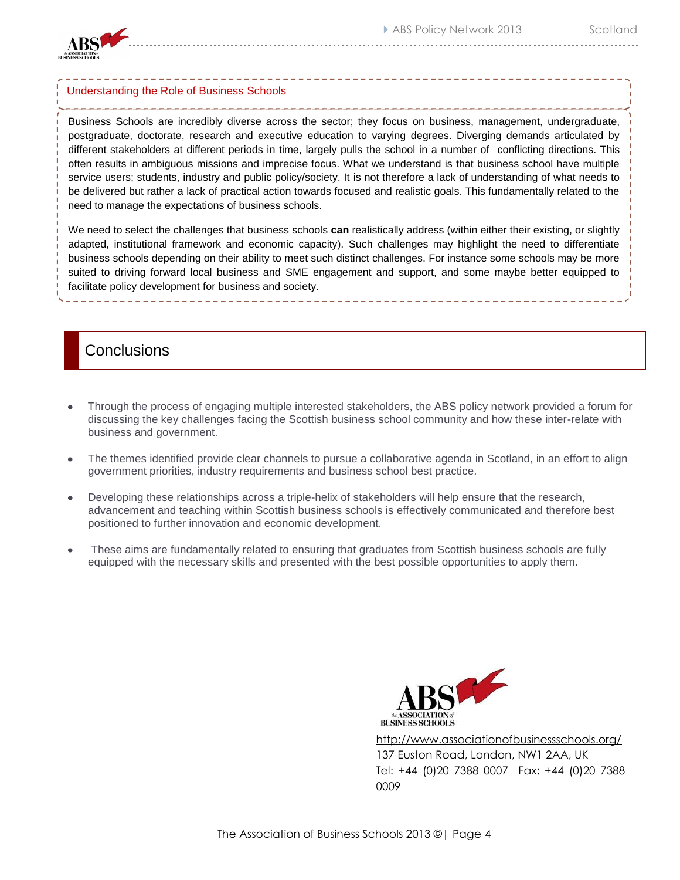### Understanding the Role of Business Schools

Business Schools are incredibly diverse across the sector; they focus on business, management, undergraduate, postgraduate, doctorate, research and executive education to varying degrees. Diverging demands articulated by different stakeholders at different periods in time, largely pulls the school in a number of conflicting directions. This often results in ambiguous missions and imprecise focus. What we understand is that business school have multiple service users; students, industry and public policy/society. It is not therefore a lack of understanding of what needs to be delivered but rather a lack of practical action towards focused and realistic goals. This fundamentally related to the need to manage the expectations of business schools.

We need to select the challenges that business schools **can** realistically address (within either their existing, or slightly adapted, institutional framework and economic capacity). Such challenges may highlight the need to differentiate business schools depending on their ability to meet such distinct challenges. For instance some schools may be more suited to driving forward local business and SME engagement and support, and some maybe better equipped to facilitate policy development for business and society.

## Conclusions

- Through the process of engaging multiple interested stakeholders, the ABS policy network provided a forum for discussing the key challenges facing the Scottish business school community and how these inter-relate with business and government.
- The themes identified provide clear channels to pursue a collaborative agenda in Scotland, in an effort to align government priorities, industry requirements and business school best practice.
- Developing these relationships across a triple-helix of stakeholders will help ensure that the research, advancement and teaching within Scottish business schools is effectively communicated and therefore best positioned to further innovation and economic development.
- These aims are fundamentally related to ensuring that graduates from Scottish business schools are fully equipped with the necessary skills and presented with the best possible opportunities to apply them.

ABS the ASSOCIATION of BUSINESS SCHOOLS

http://www.associationofbusinessschools.org/
137 Euston Road, London, NW1 2AA, UK
Tel: +44 (0)20 7388 0007 Fax: +44 (0)20 7388 0009